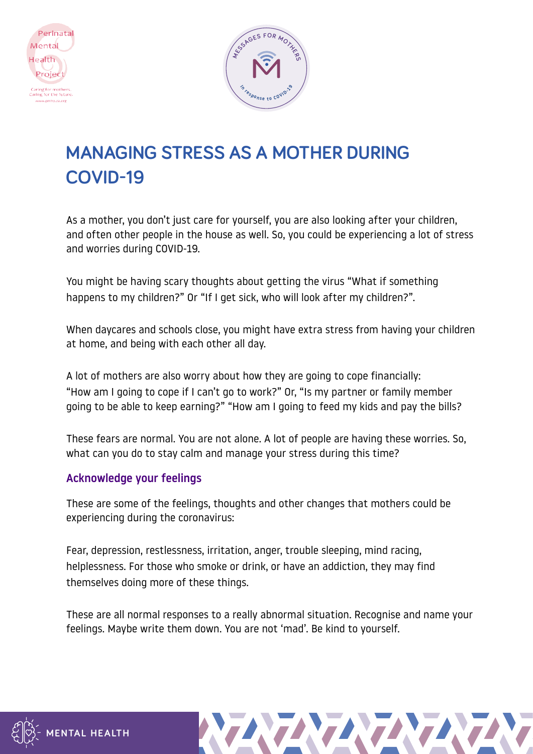# MANAGING STRESS AS A MOTHER DURING COVID-19

As a mother, you don't just care for yourself, you are also looking after your children, and often other people in the house as well. So, you could be experiencing a lot of stress and worries during COVID-19.

You might be having scary thoughts about getting the virus "What if something happens to my children?" Or "If I get sick, who will look after my children?".

When daycares and schools close, you might have extra stress from having your children at home, and being with each other all day.

A lot of mothers are also worry about how they are going to cope financially: "How am I going to cope if I can't go to work?" Or, "Is my partner or family member going to be able to keep earning?" "How am I going to feed my kids and pay the bills?

These fears are normal. You are not alone. A lot of people are having these worries. So, what can you do to stay calm and manage your stress during this time?

## Acknowledge your feelings

These are some of the feelings, thoughts and other changes that mothers could be experiencing during the coronavirus:

Fear, depression, restlessness, irritation, anger, trouble sleeping, mind racing, helplessness. For those who smoke or drink, or have an addiction, they may find themselves doing more of these things.

These are all normal responses to a really abnormal situation. Recognise and name your feelings. Maybe write them down. You are not 'mad'. Be kind to yourself.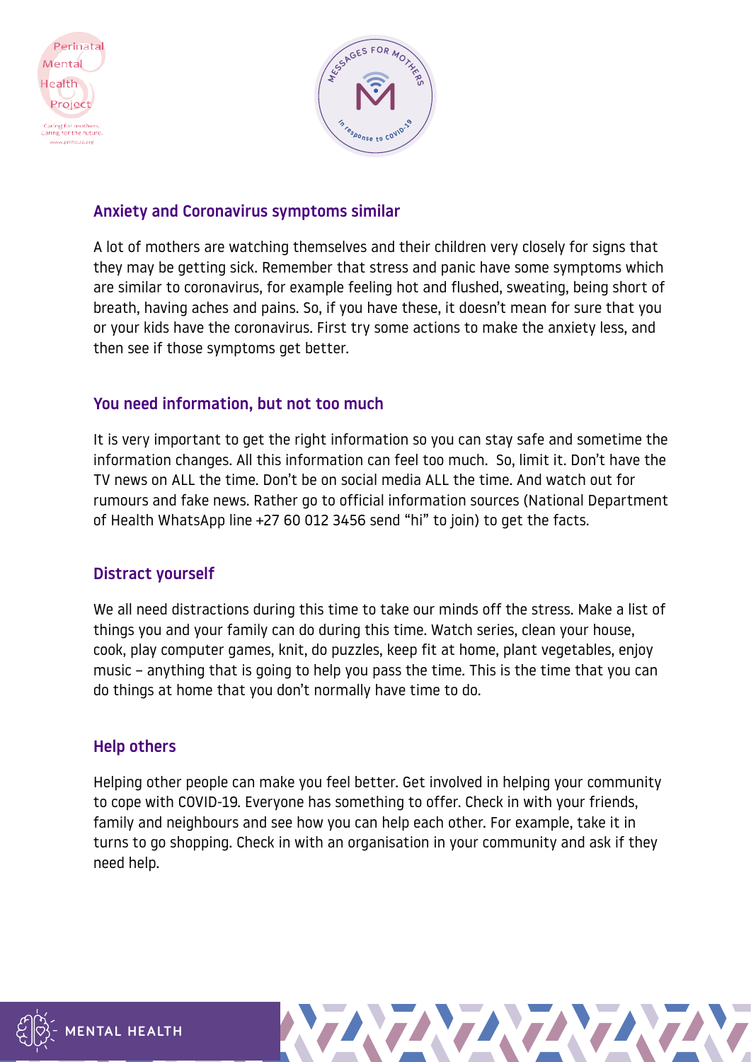## Anxiety and Coronavirus symptoms similar

A lot of mothers are watching themselves and their children very closely for signs that they may be getting sick. Remember that stress and panic have some symptoms which are similar to coronavirus, for example feeling hot and flushed, sweating, being short of breath, having aches and pains. So, if you have these, it doesn't mean for sure that you or your kids have the coronavirus. First try some actions to make the anxiety less, and then see if those symptoms get better.

## You need information, but not too much

It is very important to get the right information so you can stay safe and sometime the information changes. All this information can feel too much. So, limit it. Don't have the TV news on ALL the time. Don't be on social media ALL the time. And watch out for rumours and fake news. Rather go to official information sources (National Department of Health WhatsApp line +27 60 012 3456 send "hi" to join) to get the facts.

## Distract yourself

We all need distractions during this time to take our minds off the stress. Make a list of things you and your family can do during this time. Watch series, clean your house, cook, play computer games, knit, do puzzles, keep fit at home, plant vegetables, enjoy music – anything that is going to help you pass the time. This is the time that you can do things at home that you don't normally have time to do.

## Help others

Helping other people can make you feel better. Get involved in helping your community to cope with COVID-19. Everyone has something to offer. Check in with your friends, family and neighbours and see how you can help each other. For example, take it in turns to go shopping. Check in with an organisation in your community and ask if they need help.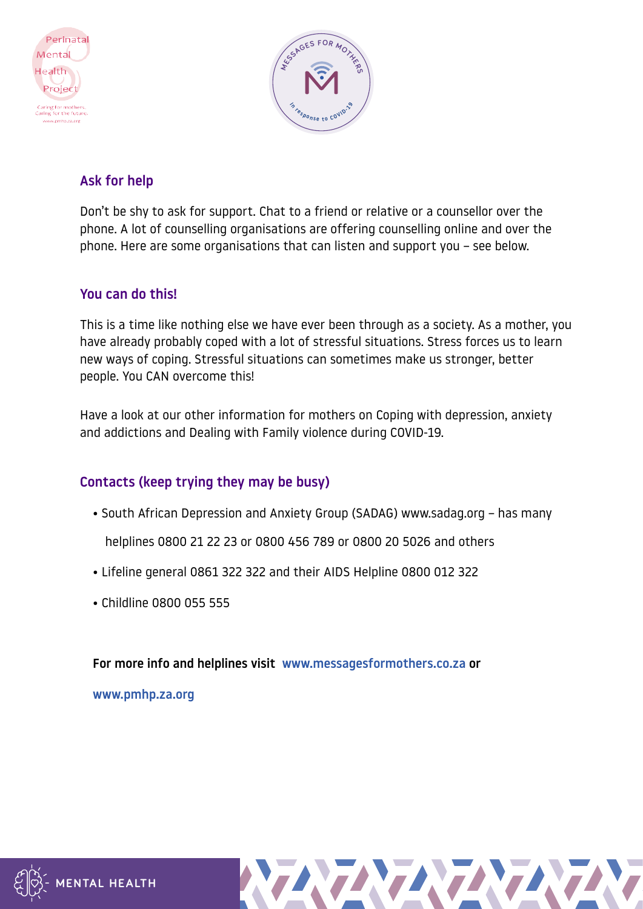## Ask for help

Don't be shy to ask for support. Chat to a friend or relative or a counsellor over the phone. A lot of counselling organisations are offering counselling online and over the phone. Here are some organisations that can listen and support you – see below.

## You can do this!

This is a time like nothing else we have ever been through as a society. As a mother, you have already probably coped with a lot of stressful situations. Stress forces us to learn new ways of coping. Stressful situations can sometimes make us stronger, better people. You CAN overcome this!

Have a look at our other information for mothers on Coping with depression, anxiety and addictions and Dealing with Family violence during COVID-19.

## Contacts (keep trying they may be busy)

- South African Depression and Anxiety Group (SADAG) www.sadag.org – has many helplines 0800 21 22 23 or 0800 456 789 or 0800 20 5026 and others
- Lifeline general 0861 322 322 and their AIDS Helpline 0800 012 322
- Childline 0800 055 555

**For more info and helplines visit www.messagesformothers.co.za or www.pmhp.za.org**